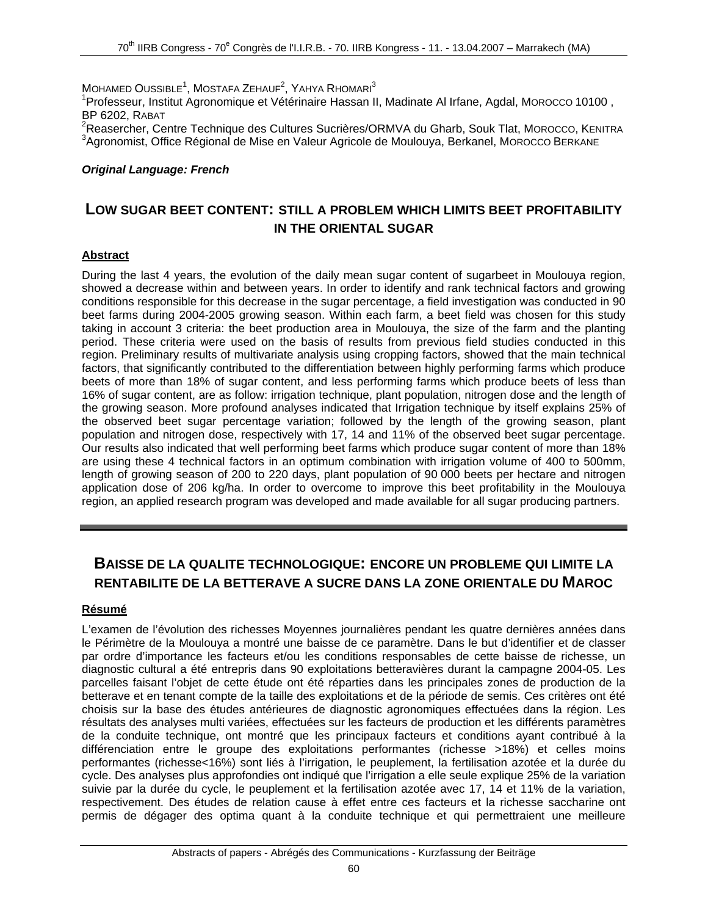Mohamed Oussible[1], Mostafa Zehauf[2], Yahya Rhomari[3]

[1]Professeur, Institut Agronomique et Vétérinaire Hassan II, Madinate Al Irfane, Agdal, Morocco 10100 , BP 6202, Rabat

[2]Reasercher, Centre Technique des Cultures Sucrières/ORMVA du Gharb, Souk Tlat, Morocco, Kenitra

[3]Agronomist, Office Régional de Mise en Valeur Agricole de Moulouya, Berkanel, Morocco Berkane

***Original Language: French***

## Low sugar beet content: still a problem which limits beet profitability in the oriental sugar

**Abstract**

During the last 4 years, the evolution of the daily mean sugar content of sugarbeet in Moulouya region, showed a decrease within and between years. In order to identify and rank technical factors and growing conditions responsible for this decrease in the sugar percentage, a field investigation was conducted in 90 beet farms during 2004-2005 growing season. Within each farm, a beet field was chosen for this study taking in account 3 criteria: the beet production area in Moulouya, the size of the farm and the planting period. These criteria were used on the basis of results from previous field studies conducted in this region. Preliminary results of multivariate analysis using cropping factors, showed that the main technical factors, that significantly contributed to the differentiation between highly performing farms which produce beets of more than 18% of sugar content, and less performing farms which produce beets of less than 16% of sugar content, are as follow: irrigation technique, plant population, nitrogen dose and the length of the growing season. More profound analyses indicated that Irrigation technique by itself explains 25% of the observed beet sugar percentage variation; followed by the length of the growing season, plant population and nitrogen dose, respectively with 17, 14 and 11% of the observed beet sugar percentage. Our results also indicated that well performing beet farms which produce sugar content of more than 18% are using these 4 technical factors in an optimum combination with irrigation volume of 400 to 500mm, length of growing season of 200 to 220 days, plant population of 90 000 beets per hectare and nitrogen application dose of 206 kg/ha. In order to overcome to improve this beet profitability in the Moulouya region, an applied research program was developed and made available for all sugar producing partners.

---

## Baisse de la qualite technologique: encore un probleme qui limite la rentabilite de la betterave a sucre dans la zone orientale du Maroc

**Résumé**

L'examen de l'évolution des richesses Moyennes journalières pendant les quatre dernières années dans le Périmètre de la Moulouya a montré une baisse de ce paramètre. Dans le but d'identifier et de classer par ordre d'importance les facteurs et/ou les conditions responsables de cette baisse de richesse, un diagnostic cultural a été entrepris dans 90 exploitations betteravières durant la campagne 2004-05. Les parcelles faisant l'objet de cette étude ont été réparties dans les principales zones de production de la betterave et en tenant compte de la taille des exploitations et de la période de semis. Ces critères ont été choisis sur la base des études antérieures de diagnostic agronomiques effectuées dans la région. Les résultats des analyses multi variées, effectuées sur les facteurs de production et les différents paramètres de la conduite technique, ont montré que les principaux facteurs et conditions ayant contribué à la différenciation entre le groupe des exploitations performantes (richesse >18%) et celles moins performantes (richesse<16%) sont liés à l'irrigation, le peuplement, la fertilisation azotée et la durée du cycle. Des analyses plus approfondies ont indiqué que l'irrigation a elle seule explique 25% de la variation suivie par la durée du cycle, le peuplement et la fertilisation azotée avec 17, 14 et 11% de la variation, respectivement. Des études de relation cause à effet entre ces facteurs et la richesse saccharine ont permis de dégager des optima quant à la conduite technique et qui permettraient une meilleure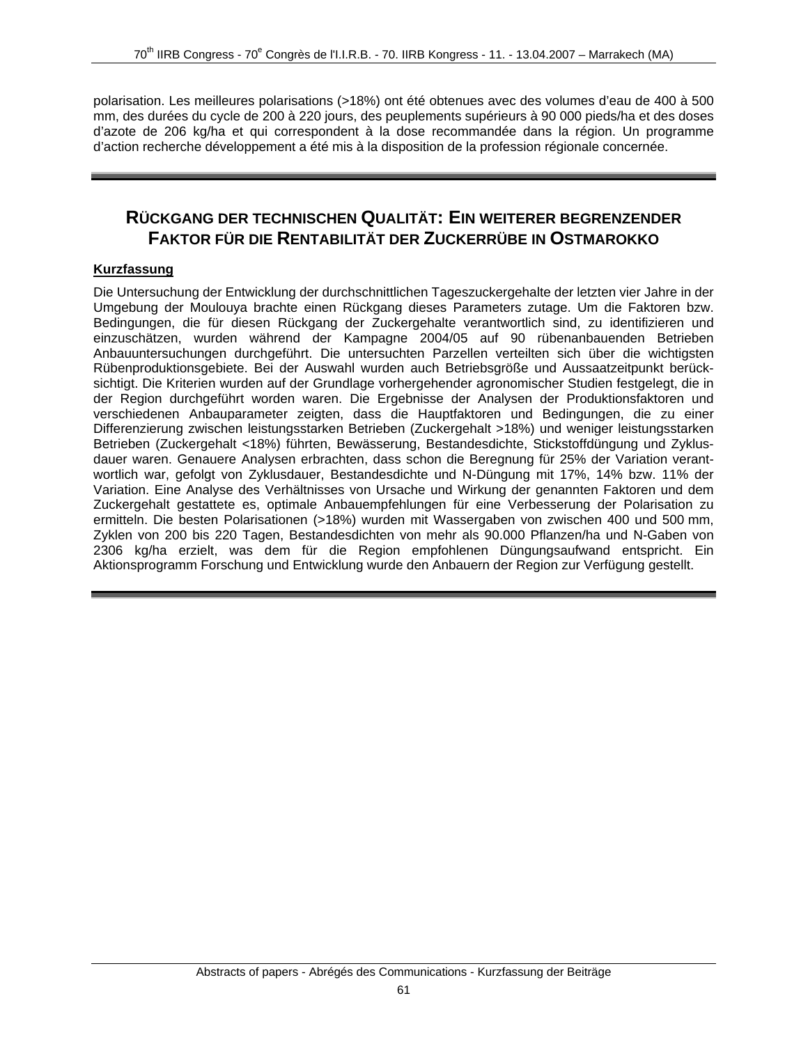polarisation. Les meilleures polarisations (>18%) ont été obtenues avec des volumes d'eau de 400 à 500 mm, des durées du cycle de 200 à 220 jours, des peuplements supérieurs à 90 000 pieds/ha et des doses d'azote de 206 kg/ha et qui correspondent à la dose recommandée dans la région. Un programme d'action recherche développement a été mis à la disposition de la profession régionale concernée.

---

## RÜCKGANG DER TECHNISCHEN QUALITÄT: EIN WEITERER BEGRENZENDER FAKTOR FÜR DIE RENTABILITÄT DER ZUCKERRÜBE IN OSTMAROKKO

**Kurzfassung**

Die Untersuchung der Entwicklung der durchschnittlichen Tageszuckergehalte der letzten vier Jahre in der Umgebung der Moulouya brachte einen Rückgang dieses Parameters zutage. Um die Faktoren bzw. Bedingungen, die für diesen Rückgang der Zuckergehalte verantwortlich sind, zu identifizieren und einzuschätzen, wurden während der Kampagne 2004/05 auf 90 rübenanbauenden Betrieben Anbauuntersuchungen durchgeführt. Die untersuchten Parzellen verteilten sich über die wichtigsten Rübenproduktionsgebiete. Bei der Auswahl wurden auch Betriebsgröße und Aussaatzeitpunkt berücksichtigt. Die Kriterien wurden auf der Grundlage vorhergehender agronomischer Studien festgelegt, die in der Region durchgeführt worden waren. Die Ergebnisse der Analysen der Produktionsfaktoren und verschiedenen Anbauparameter zeigten, dass die Hauptfaktoren und Bedingungen, die zu einer Differenzierung zwischen leistungsstarken Betrieben (Zuckergehalt >18%) und weniger leistungsstarken Betrieben (Zuckergehalt <18%) führten, Bewässerung, Bestandesdichte, Stickstoffdüngung und Zyklusdauer waren. Genauere Analysen erbrachten, dass schon die Beregnung für 25% der Variation verantwortlich war, gefolgt von Zyklusdauer, Bestandesdichte und N-Düngung mit 17%, 14% bzw. 11% der Variation. Eine Analyse des Verhältnisses von Ursache und Wirkung der genannten Faktoren und dem Zuckergehalt gestattete es, optimale Anbauempfehlungen für eine Verbesserung der Polarisation zu ermitteln. Die besten Polarisationen (>18%) wurden mit Wassergaben von zwischen 400 und 500 mm, Zyklen von 200 bis 220 Tagen, Bestandesdichten von mehr als 90.000 Pflanzen/ha und N-Gaben von 2306 kg/ha erzielt, was dem für die Region empfohlenen Düngungsaufwand entspricht. Ein Aktionsprogramm Forschung und Entwicklung wurde den Anbauern der Region zur Verfügung gestellt.

---